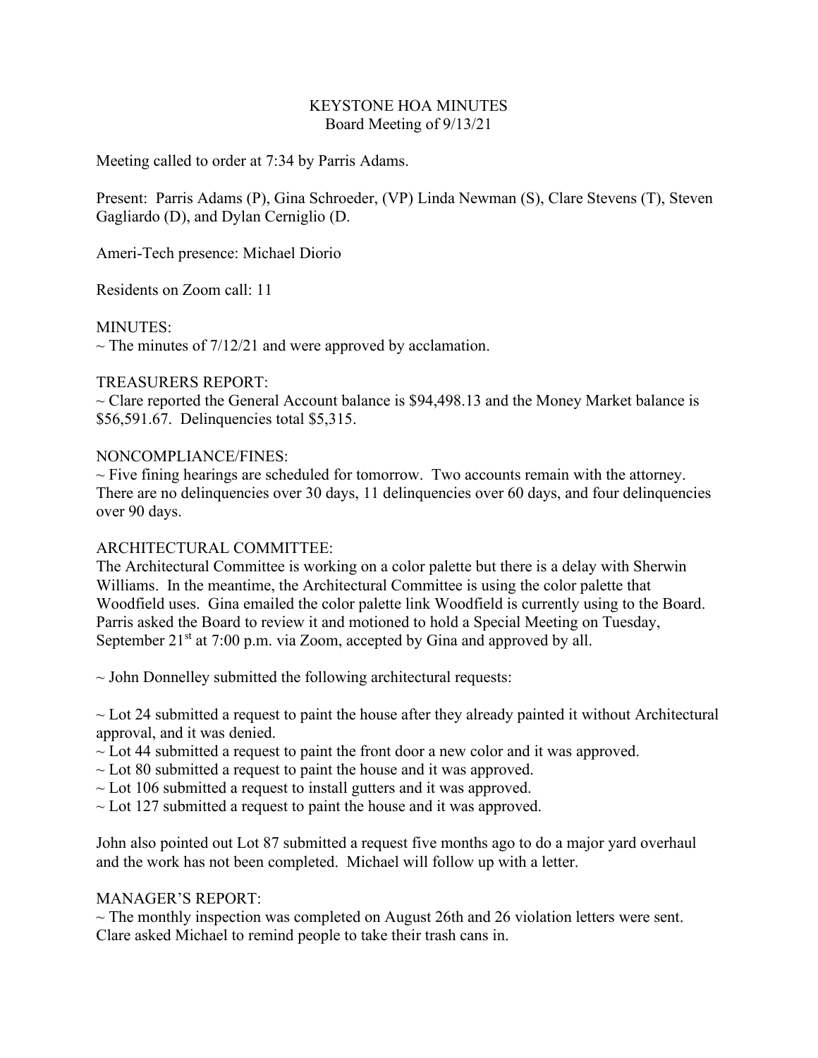# KEYSTONE HOA MINUTES

Board Meeting of 9/13/21

Meeting called to order at 7:34 by Parris Adams.

Present: Parris Adams (P), Gina Schroeder, (VP) Linda Newman (S), Clare Stevens (T), Steven Gagliardo (D), and Dylan Cerniglio (D.

Ameri-Tech presence: Michael Diorio

Residents on Zoom call: 11

MINUTES:

~ The minutes of 7/12/21 and were approved by acclamation.

TREASURERS REPORT:

~ Clare reported the General Account balance is $94,498.13 and the Money Market balance is $56,591.67. Delinquencies total $5,315.

NONCOMPLIANCE/FINES:

~ Five fining hearings are scheduled for tomorrow. Two accounts remain with the attorney. There are no delinquencies over 30 days, 11 delinquencies over 60 days, and four delinquencies over 90 days.

ARCHITECTURAL COMMITTEE:

The Architectural Committee is working on a color palette but there is a delay with Sherwin Williams. In the meantime, the Architectural Committee is using the color palette that Woodfield uses. Gina emailed the color palette link Woodfield is currently using to the Board. Parris asked the Board to review it and motioned to hold a Special Meeting on Tuesday, September 21st at 7:00 p.m. via Zoom, accepted by Gina and approved by all.

~ John Donnelley submitted the following architectural requests:

~ Lot 24 submitted a request to paint the house after they already painted it without Architectural approval, and it was denied.
~ Lot 44 submitted a request to paint the front door a new color and it was approved.
~ Lot 80 submitted a request to paint the house and it was approved.
~ Lot 106 submitted a request to install gutters and it was approved.
~ Lot 127 submitted a request to paint the house and it was approved.

John also pointed out Lot 87 submitted a request five months ago to do a major yard overhaul and the work has not been completed. Michael will follow up with a letter.

MANAGER'S REPORT:

~ The monthly inspection was completed on August 26th and 26 violation letters were sent. Clare asked Michael to remind people to take their trash cans in.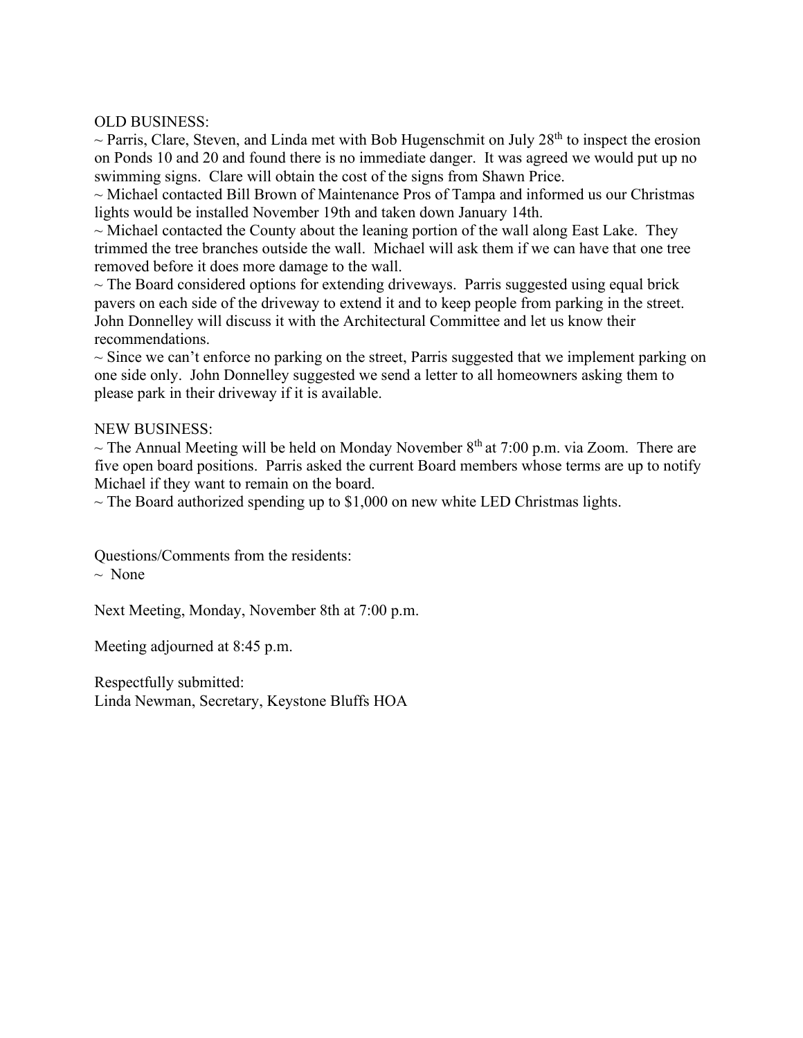OLD BUSINESS:

~ Parris, Clare, Steven, and Linda met with Bob Hugenschmit on July 28th to inspect the erosion on Ponds 10 and 20 and found there is no immediate danger. It was agreed we would put up no swimming signs. Clare will obtain the cost of the signs from Shawn Price.

~ Michael contacted Bill Brown of Maintenance Pros of Tampa and informed us our Christmas lights would be installed November 19th and taken down January 14th.

~ Michael contacted the County about the leaning portion of the wall along East Lake. They trimmed the tree branches outside the wall. Michael will ask them if we can have that one tree removed before it does more damage to the wall.

~ The Board considered options for extending driveways. Parris suggested using equal brick pavers on each side of the driveway to extend it and to keep people from parking in the street. John Donnelley will discuss it with the Architectural Committee and let us know their recommendations.

~ Since we can't enforce no parking on the street, Parris suggested that we implement parking on one side only. John Donnelley suggested we send a letter to all homeowners asking them to please park in their driveway if it is available.

NEW BUSINESS:

~ The Annual Meeting will be held on Monday November 8th at 7:00 p.m. via Zoom. There are five open board positions. Parris asked the current Board members whose terms are up to notify Michael if they want to remain on the board.

~ The Board authorized spending up to $1,000 on new white LED Christmas lights.

Questions/Comments from the residents:

~ None

Next Meeting, Monday, November 8th at 7:00 p.m.

Meeting adjourned at 8:45 p.m.

Respectfully submitted:
Linda Newman, Secretary, Keystone Bluffs HOA